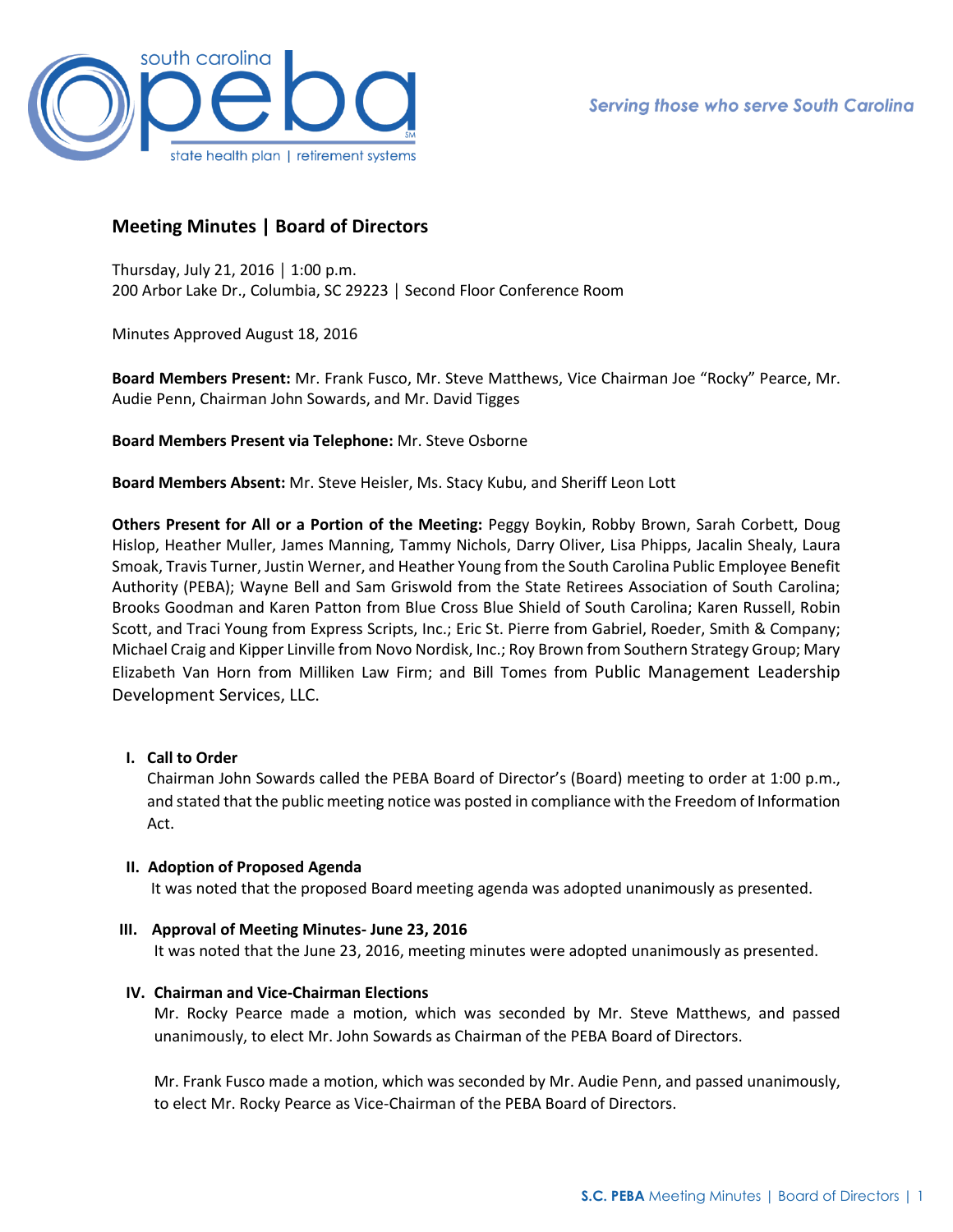# Meeting Minutes | Board of Directors

Thursday, July 21, 2016 | 1:00 p.m.
200 Arbor Lake Dr., Columbia, SC 29223 | Second Floor Conference Room

Minutes Approved August 18, 2016

**Board Members Present:** Mr. Frank Fusco, Mr. Steve Matthews, Vice Chairman Joe "Rocky" Pearce, Mr. Audie Penn, Chairman John Sowards, and Mr. David Tigges

**Board Members Present via Telephone:** Mr. Steve Osborne

**Board Members Absent:** Mr. Steve Heisler, Ms. Stacy Kubu, and Sheriff Leon Lott

**Others Present for All or a Portion of the Meeting:** Peggy Boykin, Robby Brown, Sarah Corbett, Doug Hislop, Heather Muller, James Manning, Tammy Nichols, Darry Oliver, Lisa Phipps, Jacalin Shealy, Laura Smoak, Travis Turner, Justin Werner, and Heather Young from the South Carolina Public Employee Benefit Authority (PEBA); Wayne Bell and Sam Griswold from the State Retirees Association of South Carolina; Brooks Goodman and Karen Patton from Blue Cross Blue Shield of South Carolina; Karen Russell, Robin Scott, and Traci Young from Express Scripts, Inc.; Eric St. Pierre from Gabriel, Roeder, Smith & Company; Michael Craig and Kipper Linville from Novo Nordisk, Inc.; Roy Brown from Southern Strategy Group; Mary Elizabeth Van Horn from Milliken Law Firm; and Bill Tomes from Public Management Leadership Development Services, LLC.

## I. Call to Order

Chairman John Sowards called the PEBA Board of Director's (Board) meeting to order at 1:00 p.m., and stated that the public meeting notice was posted in compliance with the Freedom of Information Act.

## II. Adoption of Proposed Agenda

It was noted that the proposed Board meeting agenda was adopted unanimously as presented.

## III. Approval of Meeting Minutes- June 23, 2016

It was noted that the June 23, 2016, meeting minutes were adopted unanimously as presented.

## IV. Chairman and Vice-Chairman Elections

Mr. Rocky Pearce made a motion, which was seconded by Mr. Steve Matthews, and passed unanimously, to elect Mr. John Sowards as Chairman of the PEBA Board of Directors.

Mr. Frank Fusco made a motion, which was seconded by Mr. Audie Penn, and passed unanimously, to elect Mr. Rocky Pearce as Vice-Chairman of the PEBA Board of Directors.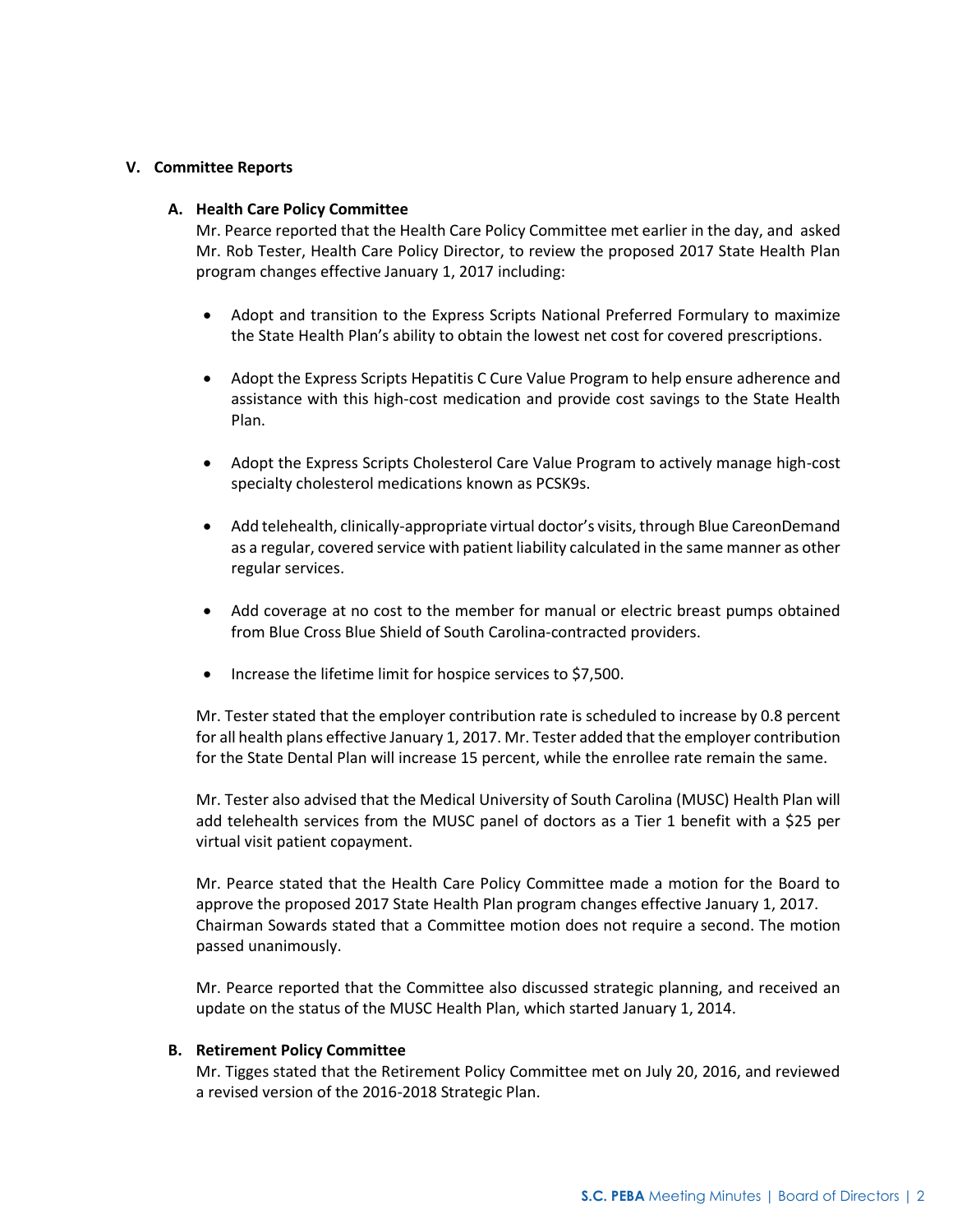## V. Committee Reports

### A. Health Care Policy Committee

Mr. Pearce reported that the Health Care Policy Committee met earlier in the day, and asked Mr. Rob Tester, Health Care Policy Director, to review the proposed 2017 State Health Plan program changes effective January 1, 2017 including:

- Adopt and transition to the Express Scripts National Preferred Formulary to maximize the State Health Plan's ability to obtain the lowest net cost for covered prescriptions.
- Adopt the Express Scripts Hepatitis C Cure Value Program to help ensure adherence and assistance with this high-cost medication and provide cost savings to the State Health Plan.
- Adopt the Express Scripts Cholesterol Care Value Program to actively manage high-cost specialty cholesterol medications known as PCSK9s.
- Add telehealth, clinically-appropriate virtual doctor's visits, through Blue CareonDemand as a regular, covered service with patient liability calculated in the same manner as other regular services.
- Add coverage at no cost to the member for manual or electric breast pumps obtained from Blue Cross Blue Shield of South Carolina-contracted providers.
- Increase the lifetime limit for hospice services to $7,500.

Mr. Tester stated that the employer contribution rate is scheduled to increase by 0.8 percent for all health plans effective January 1, 2017. Mr. Tester added that the employer contribution for the State Dental Plan will increase 15 percent, while the enrollee rate remain the same.

Mr. Tester also advised that the Medical University of South Carolina (MUSC) Health Plan will add telehealth services from the MUSC panel of doctors as a Tier 1 benefit with a $25 per virtual visit patient copayment.

Mr. Pearce stated that the Health Care Policy Committee made a motion for the Board to approve the proposed 2017 State Health Plan program changes effective January 1, 2017. Chairman Sowards stated that a Committee motion does not require a second. The motion passed unanimously.

Mr. Pearce reported that the Committee also discussed strategic planning, and received an update on the status of the MUSC Health Plan, which started January 1, 2014.

### B. Retirement Policy Committee

Mr. Tigges stated that the Retirement Policy Committee met on July 20, 2016, and reviewed a revised version of the 2016-2018 Strategic Plan.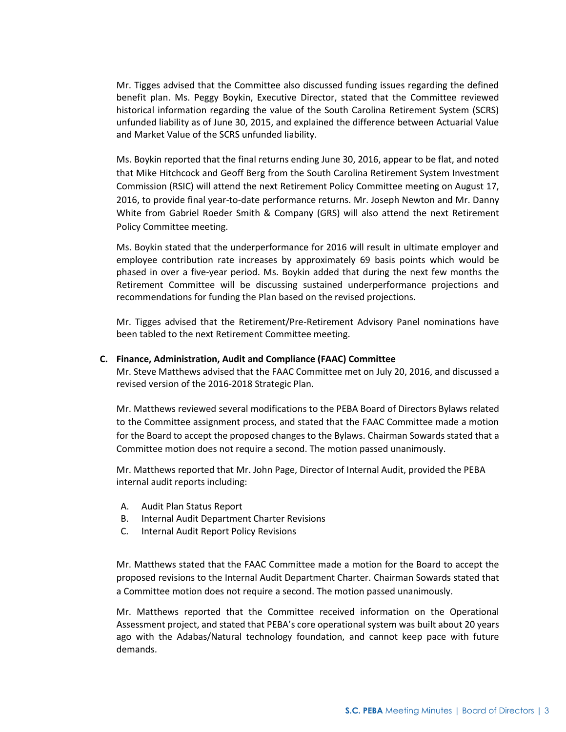Mr. Tigges advised that the Committee also discussed funding issues regarding the defined benefit plan. Ms. Peggy Boykin, Executive Director, stated that the Committee reviewed historical information regarding the value of the South Carolina Retirement System (SCRS) unfunded liability as of June 30, 2015, and explained the difference between Actuarial Value and Market Value of the SCRS unfunded liability.

Ms. Boykin reported that the final returns ending June 30, 2016, appear to be flat, and noted that Mike Hitchcock and Geoff Berg from the South Carolina Retirement System Investment Commission (RSIC) will attend the next Retirement Policy Committee meeting on August 17, 2016, to provide final year-to-date performance returns. Mr. Joseph Newton and Mr. Danny White from Gabriel Roeder Smith & Company (GRS) will also attend the next Retirement Policy Committee meeting.

Ms. Boykin stated that the underperformance for 2016 will result in ultimate employer and employee contribution rate increases by approximately 69 basis points which would be phased in over a five-year period. Ms. Boykin added that during the next few months the Retirement Committee will be discussing sustained underperformance projections and recommendations for funding the Plan based on the revised projections.

Mr. Tigges advised that the Retirement/Pre-Retirement Advisory Panel nominations have been tabled to the next Retirement Committee meeting.

**C. Finance, Administration, Audit and Compliance (FAAC) Committee**

Mr. Steve Matthews advised that the FAAC Committee met on July 20, 2016, and discussed a revised version of the 2016-2018 Strategic Plan.

Mr. Matthews reviewed several modifications to the PEBA Board of Directors Bylaws related to the Committee assignment process, and stated that the FAAC Committee made a motion for the Board to accept the proposed changes to the Bylaws. Chairman Sowards stated that a Committee motion does not require a second. The motion passed unanimously.

Mr. Matthews reported that Mr. John Page, Director of Internal Audit, provided the PEBA internal audit reports including:

A. Audit Plan Status Report
B. Internal Audit Department Charter Revisions
C. Internal Audit Report Policy Revisions

Mr. Matthews stated that the FAAC Committee made a motion for the Board to accept the proposed revisions to the Internal Audit Department Charter. Chairman Sowards stated that a Committee motion does not require a second. The motion passed unanimously.

Mr. Matthews reported that the Committee received information on the Operational Assessment project, and stated that PEBA's core operational system was built about 20 years ago with the Adabas/Natural technology foundation, and cannot keep pace with future demands.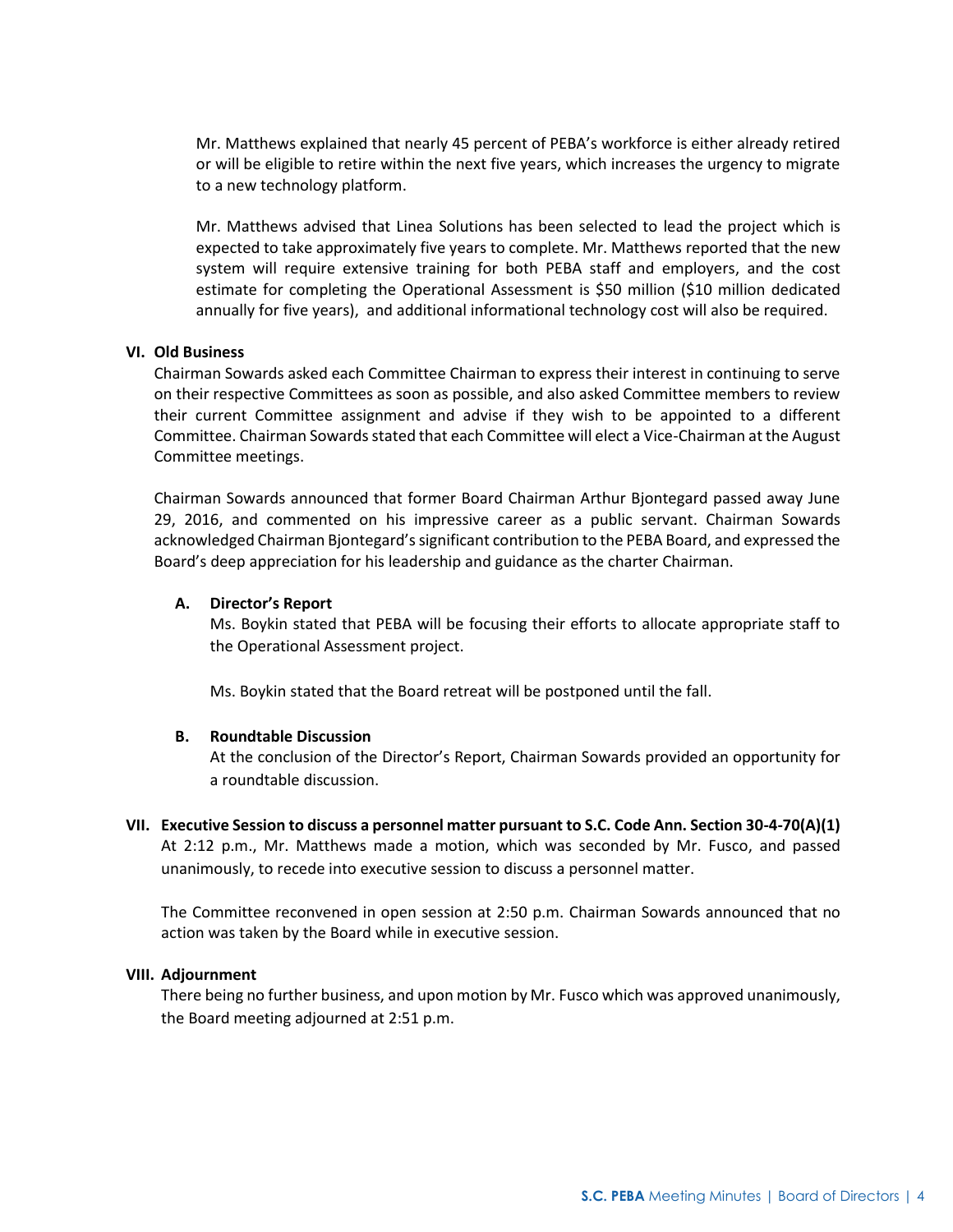Mr. Matthews explained that nearly 45 percent of PEBA's workforce is either already retired or will be eligible to retire within the next five years, which increases the urgency to migrate to a new technology platform.

Mr. Matthews advised that Linea Solutions has been selected to lead the project which is expected to take approximately five years to complete. Mr. Matthews reported that the new system will require extensive training for both PEBA staff and employers, and the cost estimate for completing the Operational Assessment is $50 million ($10 million dedicated annually for five years), and additional informational technology cost will also be required.

**VI. Old Business**

Chairman Sowards asked each Committee Chairman to express their interest in continuing to serve on their respective Committees as soon as possible, and also asked Committee members to review their current Committee assignment and advise if they wish to be appointed to a different Committee. Chairman Sowards stated that each Committee will elect a Vice-Chairman at the August Committee meetings.

Chairman Sowards announced that former Board Chairman Arthur Bjontegard passed away June 29, 2016, and commented on his impressive career as a public servant. Chairman Sowards acknowledged Chairman Bjontegard's significant contribution to the PEBA Board, and expressed the Board's deep appreciation for his leadership and guidance as the charter Chairman.

**A. Director's Report**

Ms. Boykin stated that PEBA will be focusing their efforts to allocate appropriate staff to the Operational Assessment project.

Ms. Boykin stated that the Board retreat will be postponed until the fall.

**B. Roundtable Discussion**

At the conclusion of the Director's Report, Chairman Sowards provided an opportunity for a roundtable discussion.

**VII. Executive Session to discuss a personnel matter pursuant to S.C. Code Ann. Section 30-4-70(A)(1)**

At 2:12 p.m., Mr. Matthews made a motion, which was seconded by Mr. Fusco, and passed unanimously, to recede into executive session to discuss a personnel matter.

The Committee reconvened in open session at 2:50 p.m. Chairman Sowards announced that no action was taken by the Board while in executive session.

**VIII. Adjournment**

There being no further business, and upon motion by Mr. Fusco which was approved unanimously, the Board meeting adjourned at 2:51 p.m.